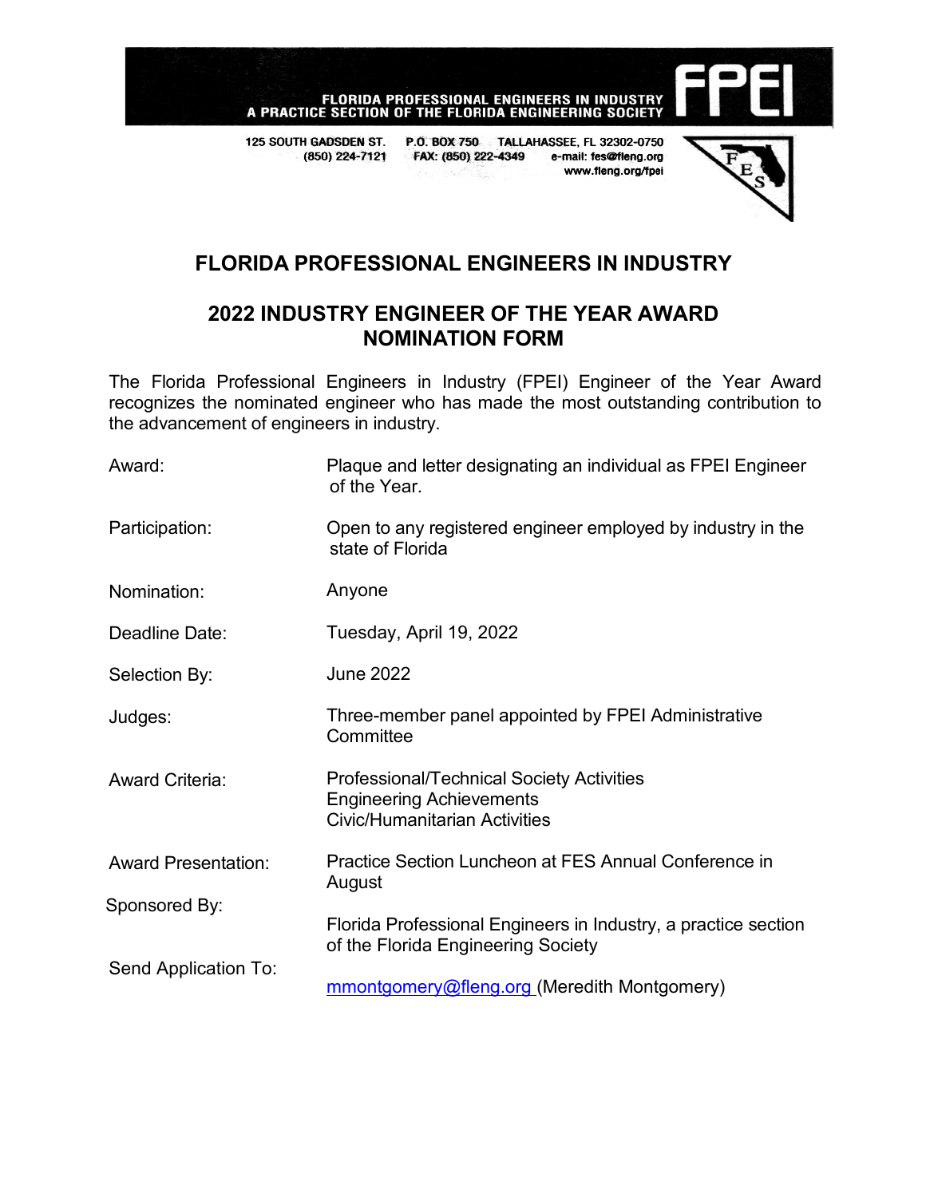FLORIDA PROFESSIONAL ENGINEERS IN INDUSTRY
A PRACTICE SECTION OF THE FLORIDA ENGINEERING SOCIETY

FPEI

125 SOUTH GADSDEN ST. (850) 224-7121 | P.O. BOX 750 FAX: (850) 222-4349 | TALLAHASSEE, FL 32302-0750 e-mail: fes@fleng.org www.fleng.org/fpei

# FLORIDA PROFESSIONAL ENGINEERS IN INDUSTRY

## 2022 INDUSTRY ENGINEER OF THE YEAR AWARD NOMINATION FORM

The Florida Professional Engineers in Industry (FPEI) Engineer of the Year Award recognizes the nominated engineer who has made the most outstanding contribution to the advancement of engineers in industry.

Award: Plaque and letter designating an individual as FPEI Engineer of the Year.

Participation: Open to any registered engineer employed by industry in the state of Florida

Nomination: Anyone

Deadline Date: Tuesday, April 19, 2022

Selection By: June 2022

Judges: Three-member panel appointed by FPEI Administrative Committee

Award Criteria: Professional/Technical Society Activities
Engineering Achievements
Civic/Humanitarian Activities

Award Presentation: Practice Section Luncheon at FES Annual Conference in August

Sponsored By: Florida Professional Engineers in Industry, a practice section of the Florida Engineering Society

Send Application To: mmontgomery@fleng.org (Meredith Montgomery)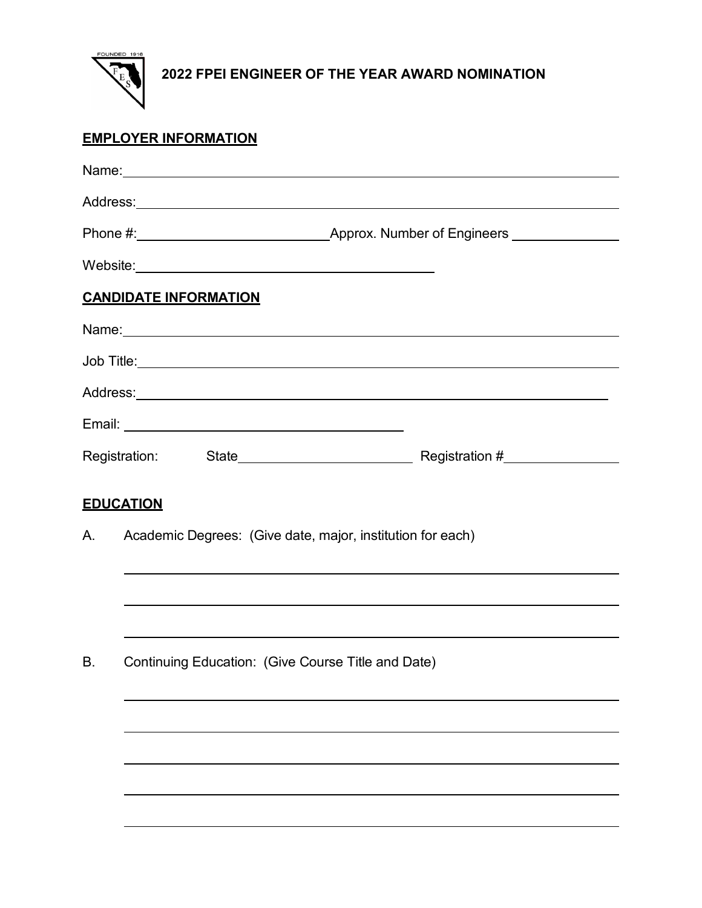# 2022 FPEI ENGINEER OF THE YEAR AWARD NOMINATION

## EMPLOYER INFORMATION

Name: ____________________________________________

Address: ____________________________________________

Phone #: ______________________ Approx. Number of Engineers ____________

Website: ______________________________

## CANDIDATE INFORMATION

Name: ____________________________________________

Job Title: ____________________________________________

Address: ____________________________________________

Email: ______________________________

Registration: State ____________________ Registration # ____________

## EDUCATION

A. Academic Degrees: (Give date, major, institution for each)

____________________________________________

____________________________________________

____________________________________________

B. Continuing Education: (Give Course Title and Date)

____________________________________________

____________________________________________

____________________________________________

____________________________________________

____________________________________________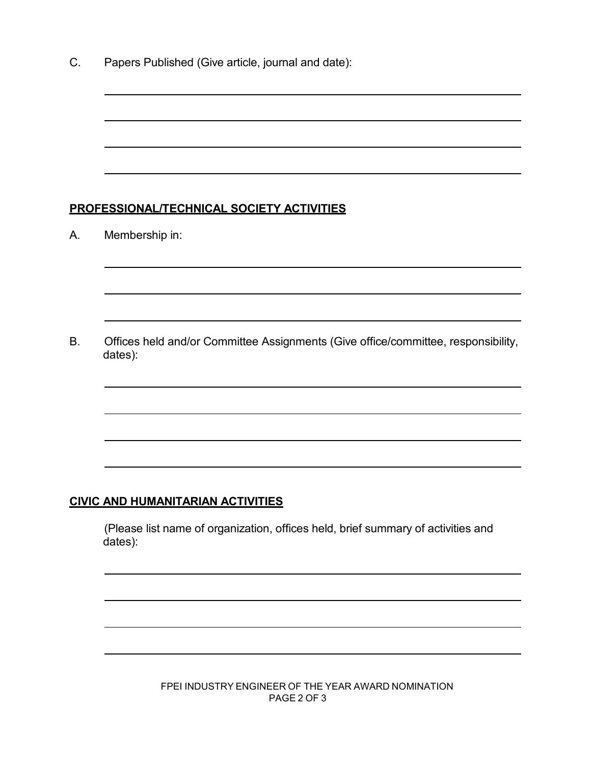C. Papers Published (Give article, journal and date):

## PROFESSIONAL/TECHNICAL SOCIETY ACTIVITIES

A. Membership in:

B. Offices held and/or Committee Assignments (Give office/committee, responsibility, dates):

## CIVIC AND HUMANITARIAN ACTIVITIES

(Please list name of organization, offices held, brief summary of activities and dates):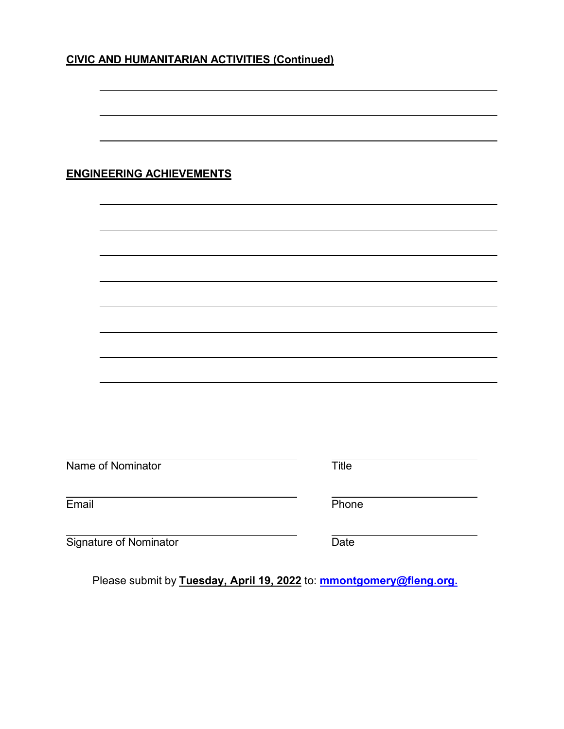**CIVIC AND HUMANITARIAN ACTIVITIES (Continued)**

**ENGINEERING ACHIEVEMENTS**

Name of Nominator

Title

Email

Phone

Signature of Nominator

Date

Please submit by **Tuesday, April 19, 2022** to: **mmontgomery@fleng.org.**